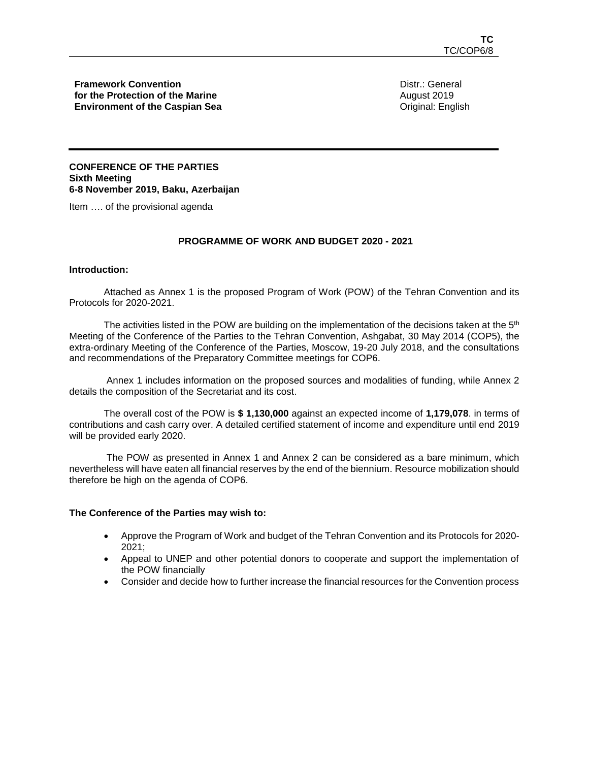**TC**
TC/COP6/8

**Framework Convention for the Protection of the Marine Environment of the Caspian Sea**

Distr.: General
August 2019
Original: English

**CONFERENCE OF THE PARTIES**
**Sixth Meeting**
**6-8 November 2019, Baku, Azerbaijan**

Item …. of the provisional agenda

## PROGRAMME OF WORK AND BUDGET 2020 - 2021

**Introduction:**

Attached as Annex 1 is the proposed Program of Work (POW) of the Tehran Convention and its Protocols for 2020-2021.

The activities listed in the POW are building on the implementation of the decisions taken at the 5th Meeting of the Conference of the Parties to the Tehran Convention, Ashgabat, 30 May 2014 (COP5), the extra-ordinary Meeting of the Conference of the Parties, Moscow, 19-20 July 2018, and the consultations and recommendations of the Preparatory Committee meetings for COP6.

Annex 1 includes information on the proposed sources and modalities of funding, while Annex 2 details the composition of the Secretariat and its cost.

The overall cost of the POW is **$ 1,130,000** against an expected income of **1,179,078**. in terms of contributions and cash carry over. A detailed certified statement of income and expenditure until end 2019 will be provided early 2020.

The POW as presented in Annex 1 and Annex 2 can be considered as a bare minimum, which nevertheless will have eaten all financial reserves by the end of the biennium. Resource mobilization should therefore be high on the agenda of COP6.

**The Conference of the Parties may wish to:**

- Approve the Program of Work and budget of the Tehran Convention and its Protocols for 2020-2021;
- Appeal to UNEP and other potential donors to cooperate and support the implementation of the POW financially
- Consider and decide how to further increase the financial resources for the Convention process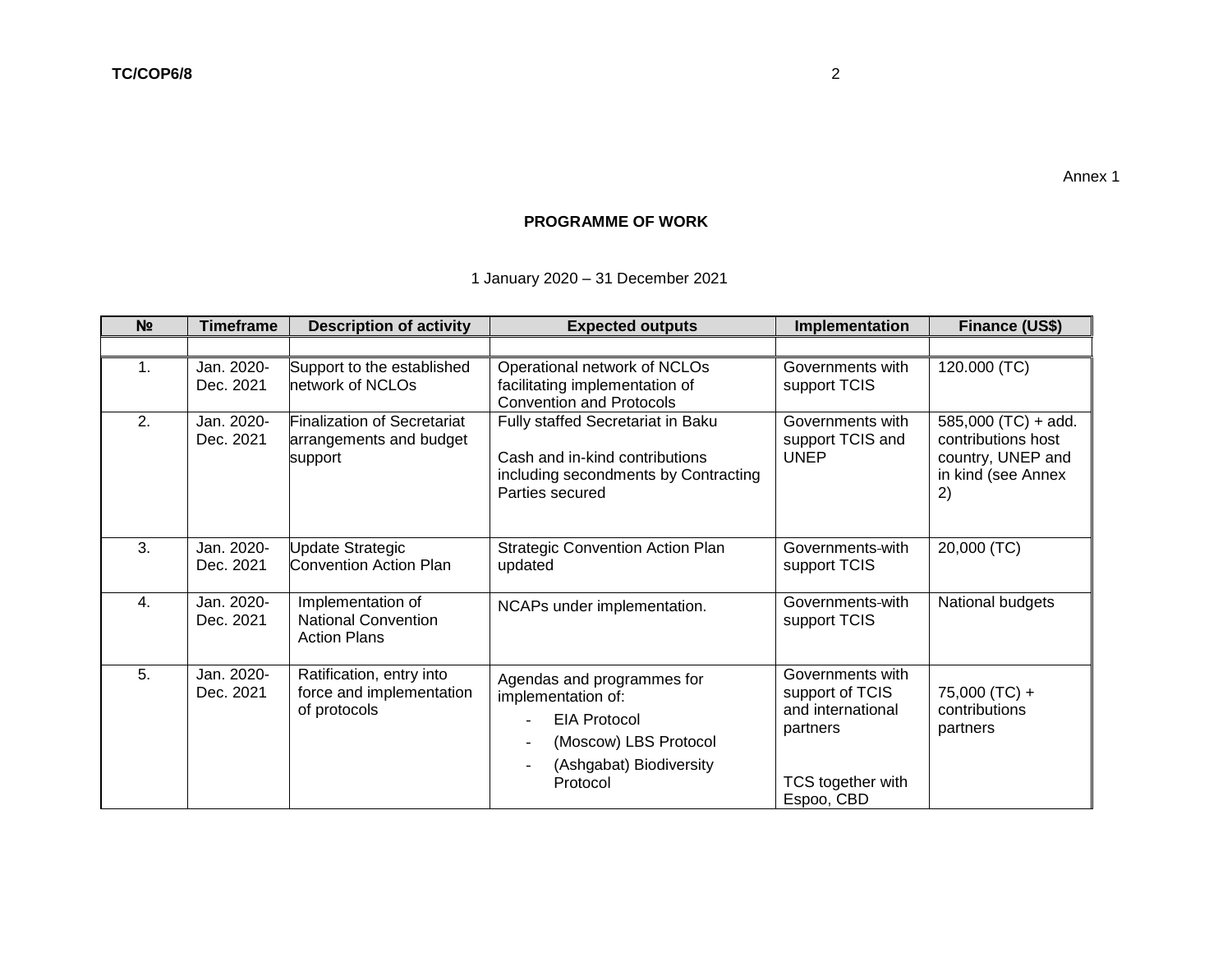Annex 1

**PROGRAMME OF WORK**

1 January 2020 – 31 December 2021

| № | Timeframe | Description of activity | Expected outputs | Implementation | Finance (US$) |
|---|---|---|---|---|---|
| | | | | | |
| 1. | Jan. 2020-Dec. 2021 | Support to the established network of NCLOs | Operational network of NCLOs facilitating implementation of Convention and Protocols | Governments with support TCIS | 120.000 (TC) |
| 2. | Jan. 2020-Dec. 2021 | Finalization of Secretariat arrangements and budget support | Fully staffed Secretariat in Baku<br><br>Cash and in-kind contributions including secondments by Contracting Parties secured | Governments with support TCIS and UNEP | 585,000 (TC) + add. contributions host country, UNEP and in kind (see Annex 2) |
| 3. | Jan. 2020-Dec. 2021 | Update Strategic Convention Action Plan | Strategic Convention Action Plan updated | Governments-with support TCIS | 20,000 (TC) |
| 4. | Jan. 2020-Dec. 2021 | Implementation of National Convention Action Plans | NCAPs under implementation. | Governments-with support TCIS | National budgets |
| 5. | Jan. 2020-Dec. 2021 | Ratification, entry into force and implementation of protocols | Agendas and programmes for implementation of:<br>- EIA Protocol<br>- (Moscow) LBS Protocol<br>- (Ashgabat) Biodiversity Protocol | Governments with support of TCIS and international partners<br><br>TCS together with Espoo, CBD | 75,000 (TC) + contributions partners |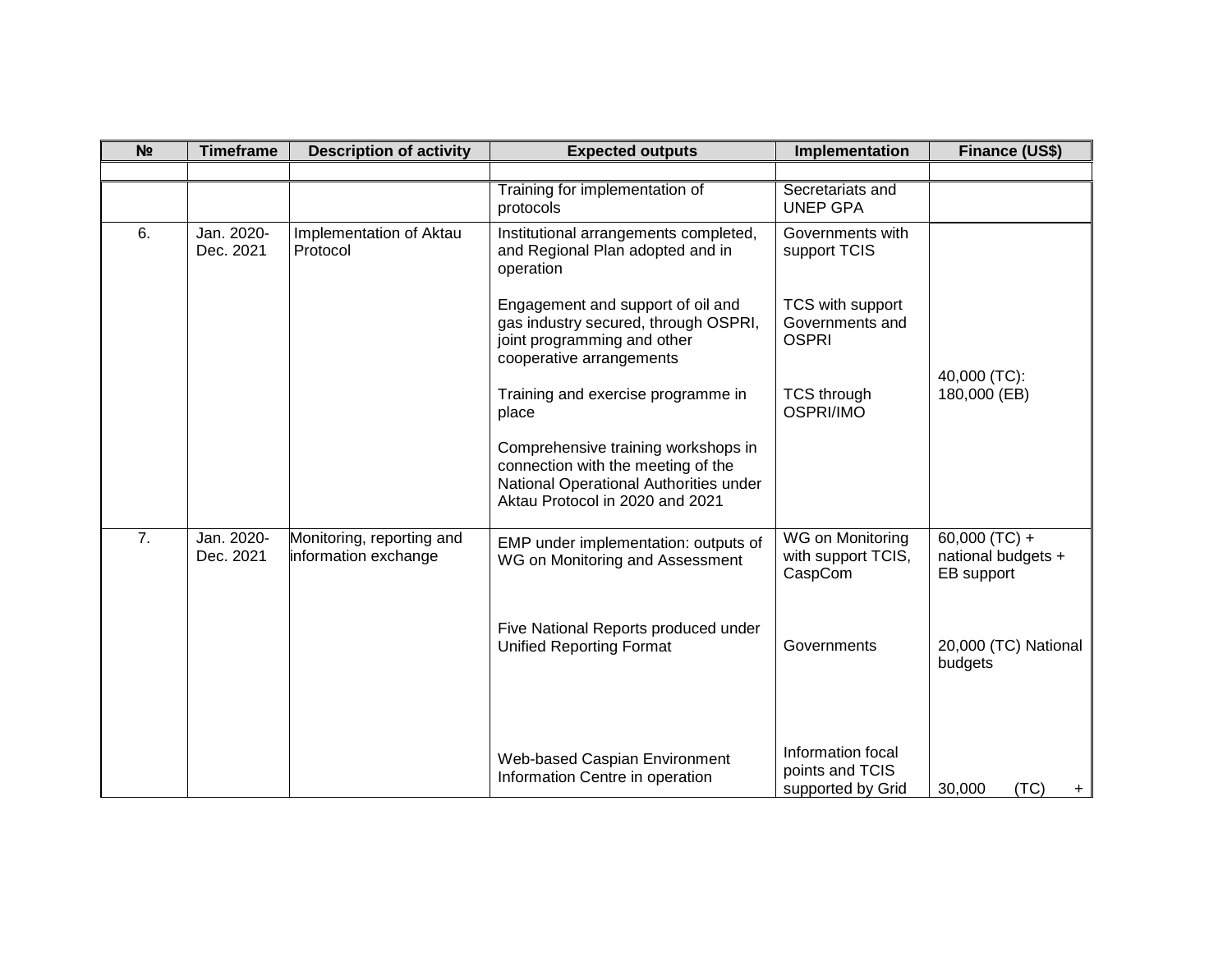| № | Timeframe | Description of activity | Expected outputs | Implementation | Finance (US$) |
|---|---|---|---|---|---|
| | | | | | |
| | | | Training for implementation of protocols | Secretariats and UNEP GPA | |
| 6. | Jan. 2020-Dec. 2021 | Implementation of Aktau Protocol | Institutional arrangements completed, and Regional Plan adopted and in operation | Governments with support TCIS | 40,000 (TC): 180,000 (EB) |
| | | | Engagement and support of oil and gas industry secured, through OSPRI, joint programming and other cooperative arrangements | TCS with support Governments and OSPRI | |
| | | | Training and exercise programme in place | TCS through OSPRI/IMO | |
| | | | Comprehensive training workshops in connection with the meeting of the National Operational Authorities under Aktau Protocol in 2020 and 2021 | | |
| 7. | Jan. 2020-Dec. 2021 | Monitoring, reporting and information exchange | EMP under implementation: outputs of WG on Monitoring and Assessment | WG on Monitoring with support TCIS, CaspCom | 60,000 (TC) + national budgets + EB support |
| | | | Five National Reports produced under Unified Reporting Format | Governments | 20,000 (TC) National budgets |
| | | | Web-based Caspian Environment Information Centre in operation | Information focal points and TCIS supported by Grid | 30,000 (TC) + |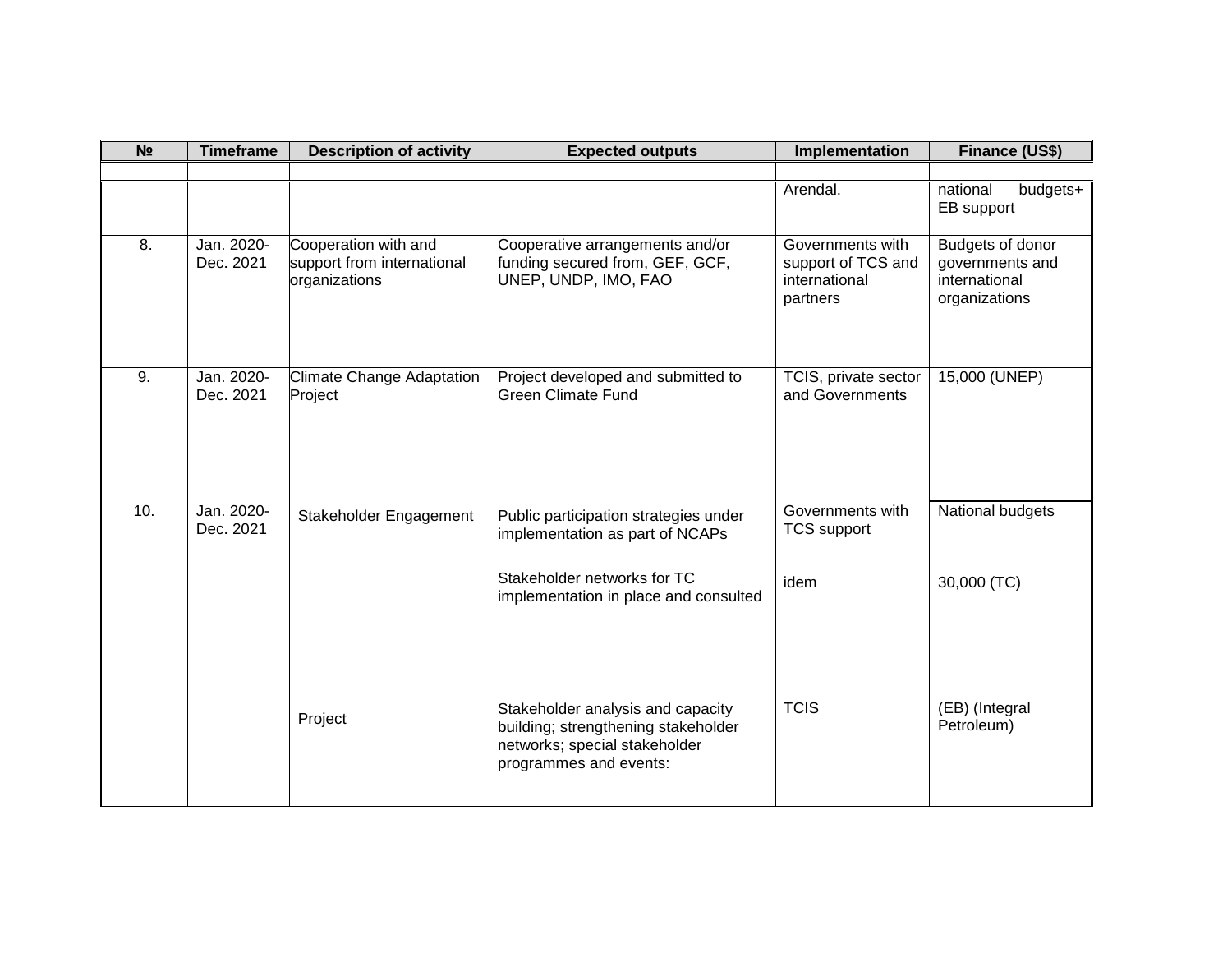| № | Timeframe | Description of activity | Expected outputs | Implementation | Finance (US$) |
|---|---|---|---|---|---|
| | | | | | |
| | | | | Arendal. | national budgets+ EB support |
| 8. | Jan. 2020-Dec. 2021 | Cooperation with and support from international organizations | Cooperative arrangements and/or funding secured from, GEF, GCF, UNEP, UNDP, IMO, FAO | Governments with support of TCS and international partners | Budgets of donor governments and international organizations |
| 9. | Jan. 2020-Dec. 2021 | Climate Change Adaptation Project | Project developed and submitted to Green Climate Fund | TCIS, private sector and Governments | 15,000 (UNEP) |
| 10. | Jan. 2020-Dec. 2021 | Stakeholder Engagement | Public participation strategies under implementation as part of NCAPs | Governments with TCS support | National budgets |
| | | | Stakeholder networks for TC implementation in place and consulted | idem | 30,000 (TC) |
| | | Project | Stakeholder analysis and capacity building; strengthening stakeholder networks; special stakeholder programmes and events: | TCIS | (EB) (Integral Petroleum) |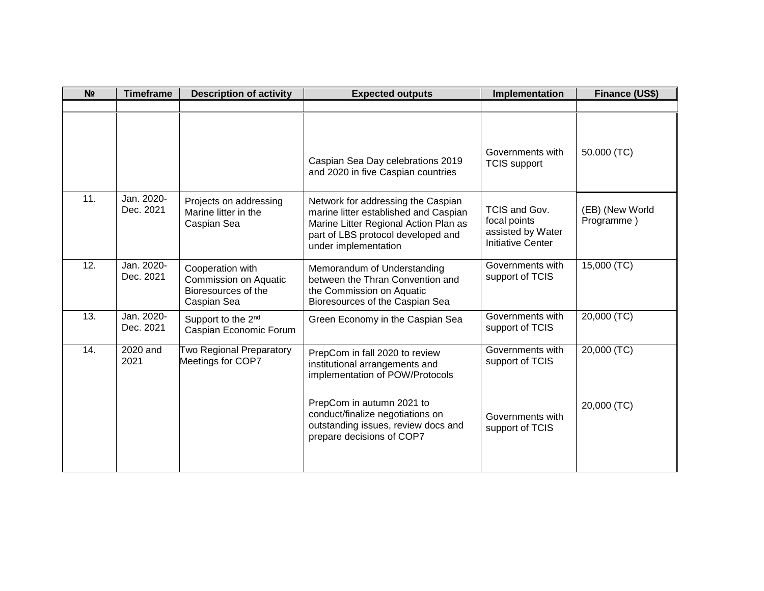| № | Timeframe | Description of activity | Expected outputs | Implementation | Finance (US$) |
|---|---|---|---|---|---|
| | | | | | |
| | | | Caspian Sea Day celebrations 2019 and 2020 in five Caspian countries | Governments with TCIS support | 50.000 (TC) |
| 11. | Jan. 2020-Dec. 2021 | Projects on addressing Marine litter in the Caspian Sea | Network for addressing the Caspian marine litter established and Caspian Marine Litter Regional Action Plan as part of LBS protocol developed and under implementation | TCIS and Gov. focal points assisted by Water Initiative Center | (EB) (New World Programme ) |
| 12. | Jan. 2020-Dec. 2021 | Cooperation with Commission on Aquatic Bioresources of the Caspian Sea | Memorandum of Understanding between the Thran Convention and the Commission on Aquatic Bioresources of the Caspian Sea | Governments with support of TCIS | 15,000 (TC) |
| 13. | Jan. 2020-Dec. 2021 | Support to the 2nd Caspian Economic Forum | Green Economy in the Caspian Sea | Governments with support of TCIS | 20,000 (TC) |
| 14. | 2020 and 2021 | Two Regional Preparatory Meetings for COP7 | PrepCom in fall 2020 to review institutional arrangements and implementation of POW/Protocols<br><br>PrepCom in autumn 2021 to conduct/finalize negotiations on outstanding issues, review docs and prepare decisions of COP7 | Governments with support of TCIS<br><br>Governments with support of TCIS | 20,000 (TC)<br><br>20,000 (TC) |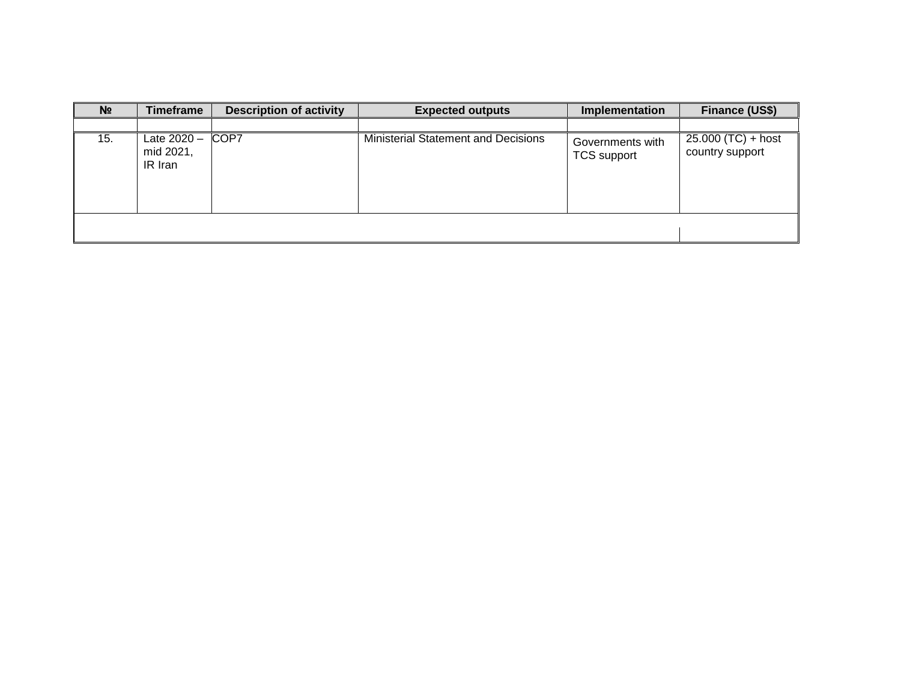| № | Timeframe | Description of activity | Expected outputs | Implementation | Finance (US$) |
|---|---|---|---|---|---|
| | | | | | |
| 15. | Late 2020 – mid 2021, IR Iran | COP7 | Ministerial Statement and Decisions | Governments with TCS support | 25.000 (TC) + host country support |
| | | | | | |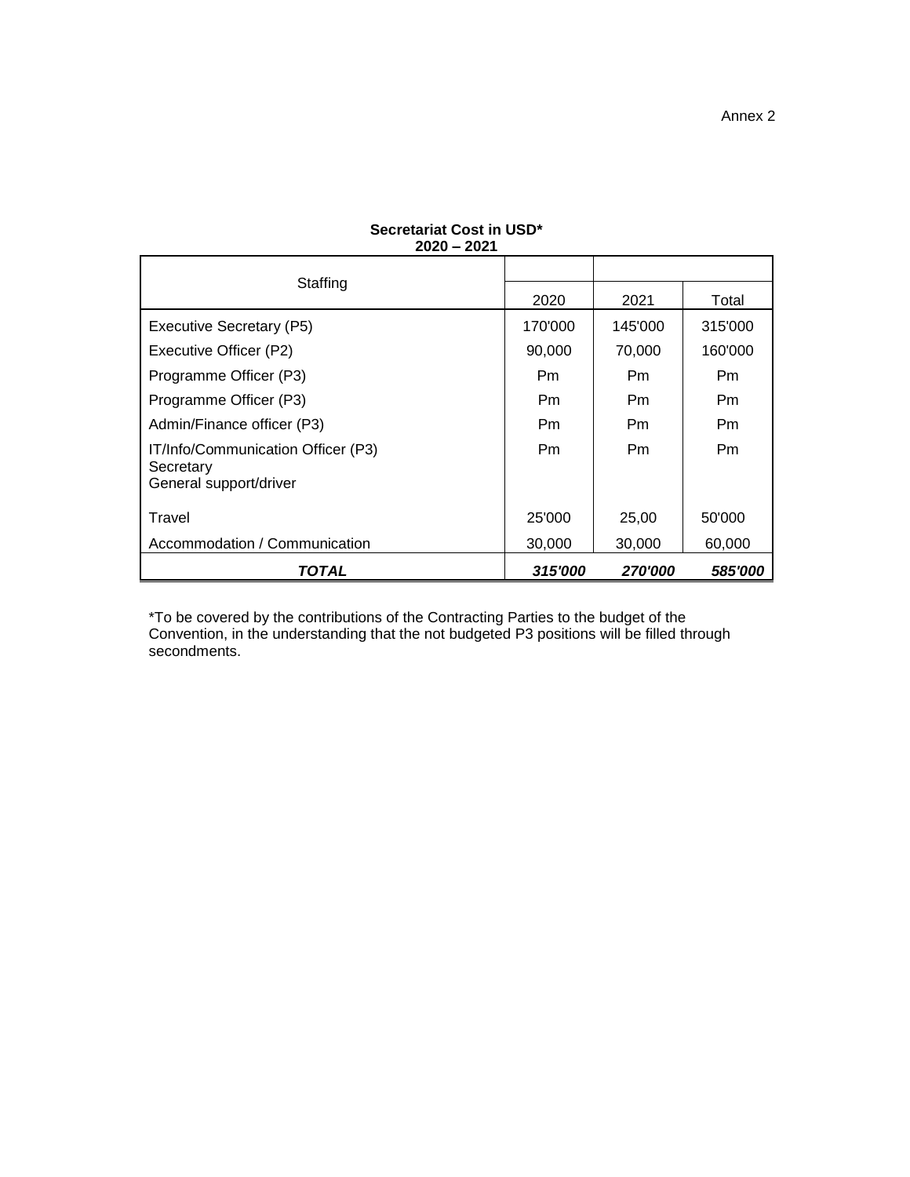Annex 2

**Secretariat Cost in USD***
**2020 – 2021**

| Staffing | 2020 | 2021 | Total |
|---|---|---|---|
| Executive Secretary (P5) | 170'000 | 145'000 | 315'000 |
| Executive Officer (P2) | 90,000 | 70,000 | 160'000 |
| Programme Officer (P3) | Pm | Pm | Pm |
| Programme Officer (P3) | Pm | Pm | Pm |
| Admin/Finance officer (P3) | Pm | Pm | Pm |
| IT/Info/Communication Officer (P3)<br>Secretary<br>General support/driver | Pm | Pm | Pm |
| Travel | 25'000 | 25,00 | 50'000 |
| Accommodation / Communication | 30,000 | 30,000 | 60,000 |
| ***TOTAL*** | ***315'000*** | ***270'000*** | ***585'000*** |

*To be covered by the contributions of the Contracting Parties to the budget of the Convention, in the understanding that the not budgeted P3 positions will be filled through secondments.